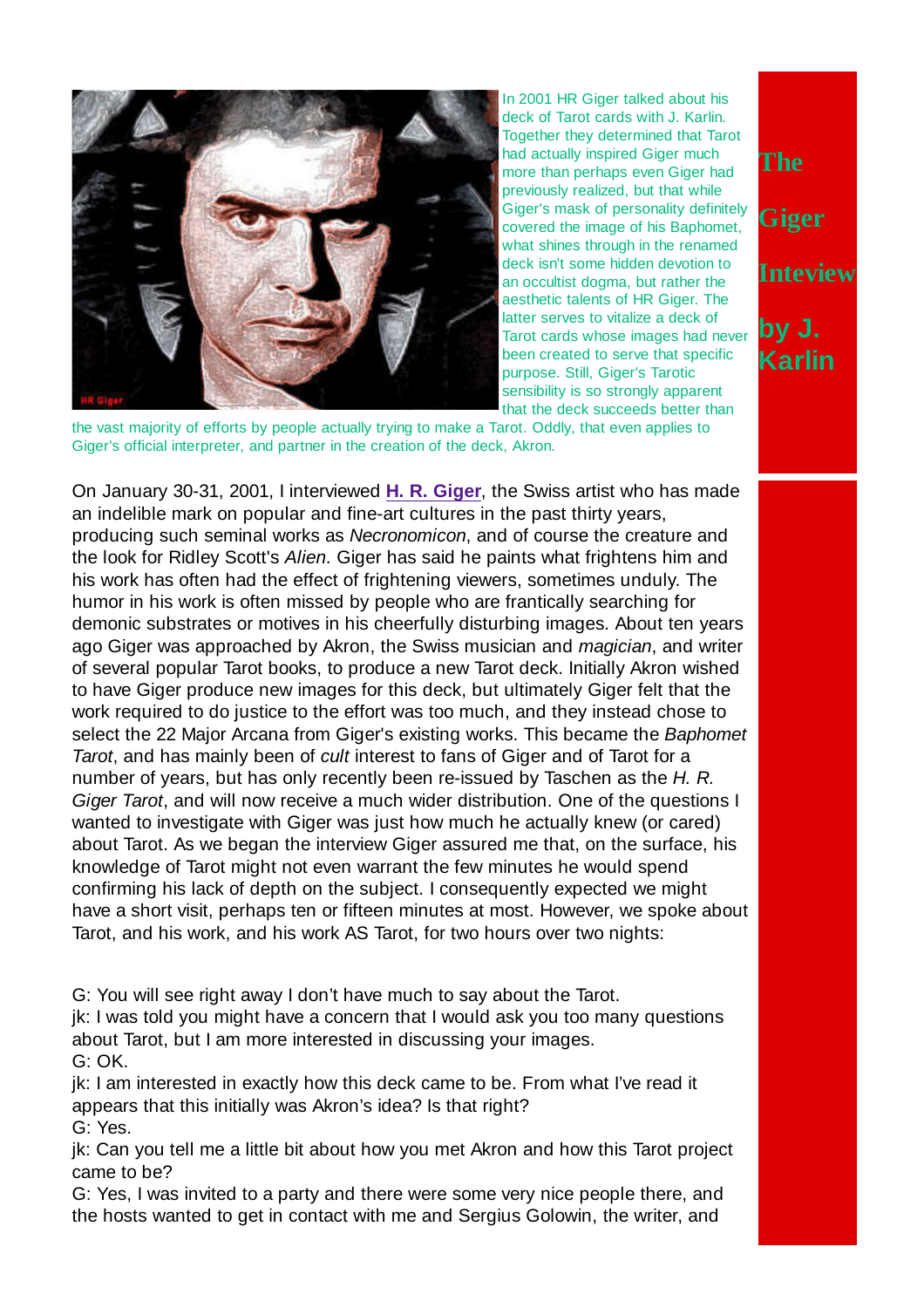# The Giger Inteview by J. Karlin

In 2001 HR Giger talked about his deck of Tarot cards with J. Karlin. Together they determined that Tarot had actually inspired Giger much more than perhaps even Giger had previously realized, but that while Giger's mask of personality definitely covered the image of his Baphomet, what shines through in the renamed deck isn't some hidden devotion to an occultist dogma, but rather the aesthetic talents of HR Giger. The latter serves to vitalize a deck of Tarot cards whose images had never been created to serve that specific purpose. Still, Giger's Tarotic sensibility is so strongly apparent that the deck succeeds better than the vast majority of efforts by people actually trying to make a Tarot. Oddly, that even applies to Giger's official interpreter, and partner in the creation of the deck, Akron.

On January 30-31, 2001, I interviewed **H. R. Giger**, the Swiss artist who has made an indelible mark on popular and fine-art cultures in the past thirty years, producing such seminal works as *Necronomicon*, and of course the creature and the look for Ridley Scott's *Alien*. Giger has said he paints what frightens him and his work has often had the effect of frightening viewers, sometimes unduly. The humor in his work is often missed by people who are frantically searching for demonic substrates or motives in his cheerfully disturbing images. About ten years ago Giger was approached by Akron, the Swiss musician and *magician*, and writer of several popular Tarot books, to produce a new Tarot deck. Initially Akron wished to have Giger produce new images for this deck, but ultimately Giger felt that the work required to do justice to the effort was too much, and they instead chose to select the 22 Major Arcana from Giger's existing works. This became the *Baphomet Tarot*, and has mainly been of *cult* interest to fans of Giger and of Tarot for a number of years, but has only recently been re-issued by Taschen as the *H. R. Giger Tarot*, and will now receive a much wider distribution. One of the questions I wanted to investigate with Giger was just how much he actually knew (or cared) about Tarot. As we began the interview Giger assured me that, on the surface, his knowledge of Tarot might not even warrant the few minutes he would spend confirming his lack of depth on the subject. I consequently expected we might have a short visit, perhaps ten or fifteen minutes at most. However, we spoke about Tarot, and his work, and his work AS Tarot, for two hours over two nights:

G: You will see right away I don't have much to say about the Tarot.
jk: I was told you might have a concern that I would ask you too many questions about Tarot, but I am more interested in discussing your images.
G: OK.
jk: I am interested in exactly how this deck came to be. From what I've read it appears that this initially was Akron's idea? Is that right?
G: Yes.
jk: Can you tell me a little bit about how you met Akron and how this Tarot project came to be?
G: Yes, I was invited to a party and there were some very nice people there, and the hosts wanted to get in contact with me and Sergius Golowin, the writer, and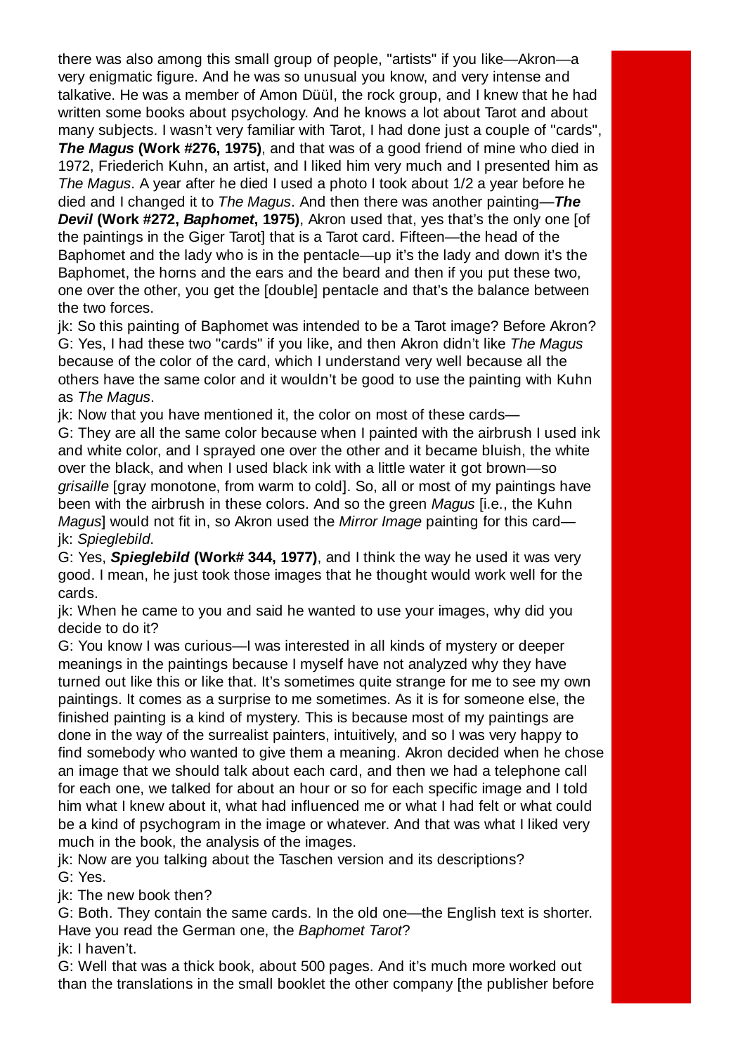there was also among this small group of people, "artists" if you like—Akron—a very enigmatic figure. And he was so unusual you know, and very intense and talkative. He was a member of Amon Düül, the rock group, and I knew that he had written some books about psychology. And he knows a lot about Tarot and about many subjects. I wasn't very familiar with Tarot, I had done just a couple of "cards", ***The Magus* (Work #276, 1975)**, and that was of a good friend of mine who died in 1972, Friederich Kuhn, an artist, and I liked him very much and I presented him as *The Magus*. A year after he died I used a photo I took about 1/2 a year before he died and I changed it to *The Magus*. And then there was another painting—***The Devil* (Work #272, *Baphomet*, 1975)**, Akron used that, yes that's the only one [of the paintings in the Giger Tarot] that is a Tarot card. Fifteen—the head of the Baphomet and the lady who is in the pentacle—up it's the lady and down it's the Baphomet, the horns and the ears and the beard and then if you put these two, one over the other, you get the [double] pentacle and that's the balance between the two forces.

jk: So this painting of Baphomet was intended to be a Tarot image? Before Akron?

G: Yes, I had these two "cards" if you like, and then Akron didn't like *The Magus* because of the color of the card, which I understand very well because all the others have the same color and it wouldn't be good to use the painting with Kuhn as *The Magus*.

jk: Now that you have mentioned it, the color on most of these cards—

G: They are all the same color because when I painted with the airbrush I used ink and white color, and I sprayed one over the other and it became bluish, the white over the black, and when I used black ink with a little water it got brown—so *grisaille* [gray monotone, from warm to cold]. So, all or most of my paintings have been with the airbrush in these colors. And so the green *Magus* [i.e., the Kuhn *Magus*] would not fit in, so Akron used the *Mirror Image* painting for this card—

jk: *Spieglebild*.

G: Yes, ***Spieglebild* (Work# 344, 1977)**, and I think the way he used it was very good. I mean, he just took those images that he thought would work well for the cards.

jk: When he came to you and said he wanted to use your images, why did you decide to do it?

G: You know I was curious—I was interested in all kinds of mystery or deeper meanings in the paintings because I myself have not analyzed why they have turned out like this or like that. It's sometimes quite strange for me to see my own paintings. It comes as a surprise to me sometimes. As it is for someone else, the finished painting is a kind of mystery. This is because most of my paintings are done in the way of the surrealist painters, intuitively, and so I was very happy to find somebody who wanted to give them a meaning. Akron decided when he chose an image that we should talk about each card, and then we had a telephone call for each one, we talked for about an hour or so for each specific image and I told him what I knew about it, what had influenced me or what I had felt or what could be a kind of psychogram in the image or whatever. And that was what I liked very much in the book, the analysis of the images.

jk: Now are you talking about the Taschen version and its descriptions?

G: Yes.

jk: The new book then?

G: Both. They contain the same cards. In the old one—the English text is shorter. Have you read the German one, the *Baphomet Tarot*?

jk: I haven't.

G: Well that was a thick book, about 500 pages. And it's much more worked out than the translations in the small booklet the other company [the publisher before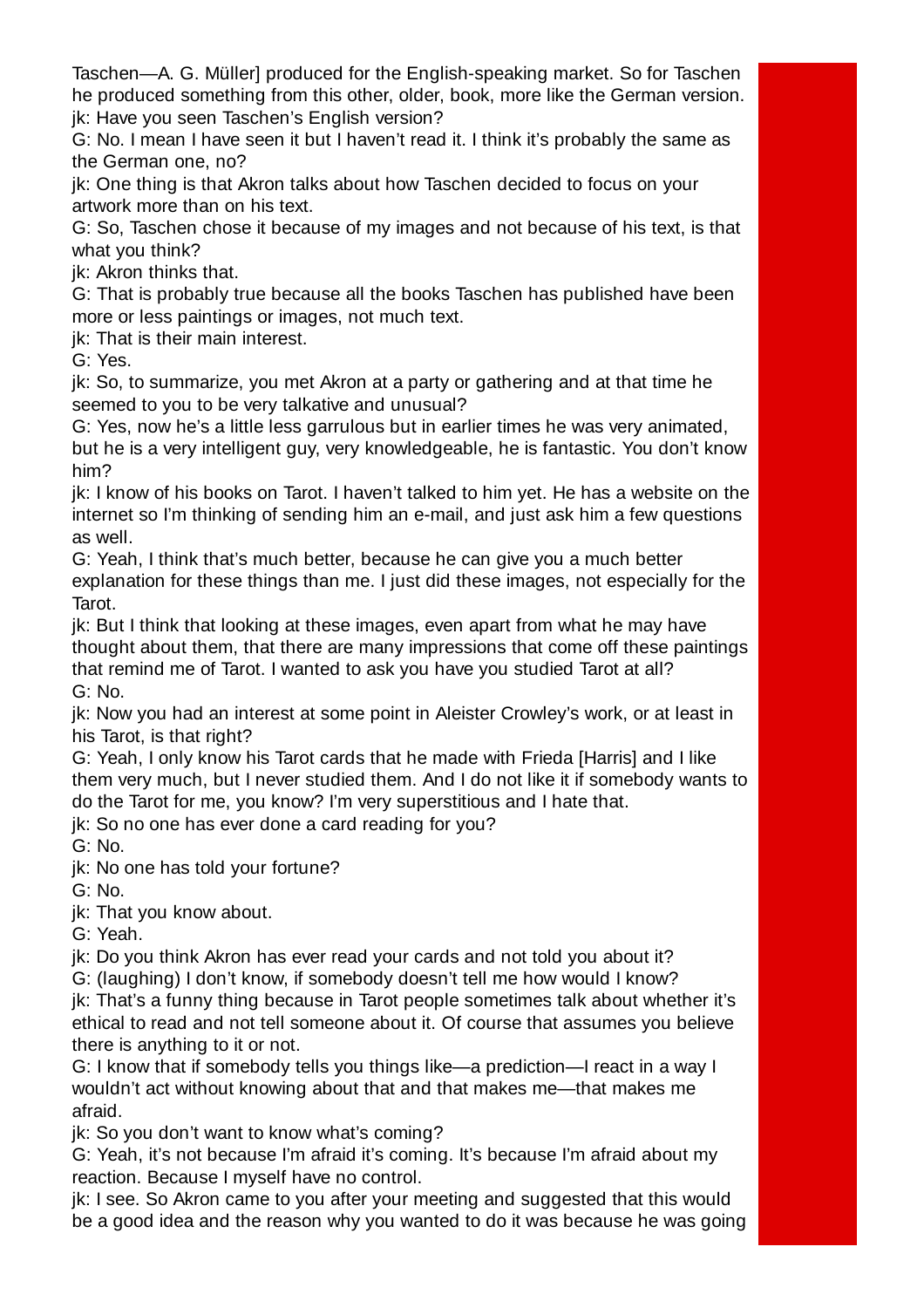Taschen—A. G. Müller] produced for the English-speaking market. So for Taschen he produced something from this other, older, book, more like the German version.

jk: Have you seen Taschen's English version?

G: No. I mean I have seen it but I haven't read it. I think it's probably the same as the German one, no?

jk: One thing is that Akron talks about how Taschen decided to focus on your artwork more than on his text.

G: So, Taschen chose it because of my images and not because of his text, is that what you think?

jk: Akron thinks that.

G: That is probably true because all the books Taschen has published have been more or less paintings or images, not much text.

jk: That is their main interest.

G: Yes.

jk: So, to summarize, you met Akron at a party or gathering and at that time he seemed to you to be very talkative and unusual?

G: Yes, now he's a little less garrulous but in earlier times he was very animated, but he is a very intelligent guy, very knowledgeable, he is fantastic. You don't know him?

jk: I know of his books on Tarot. I haven't talked to him yet. He has a website on the internet so I'm thinking of sending him an e-mail, and just ask him a few questions as well.

G: Yeah, I think that's much better, because he can give you a much better explanation for these things than me. I just did these images, not especially for the Tarot.

jk: But I think that looking at these images, even apart from what he may have thought about them, that there are many impressions that come off these paintings that remind me of Tarot. I wanted to ask you have you studied Tarot at all?

G: No.

jk: Now you had an interest at some point in Aleister Crowley's work, or at least in his Tarot, is that right?

G: Yeah, I only know his Tarot cards that he made with Frieda [Harris] and I like them very much, but I never studied them. And I do not like it if somebody wants to do the Tarot for me, you know? I'm very superstitious and I hate that.

jk: So no one has ever done a card reading for you?

G: No.

jk: No one has told your fortune?

G: No.

jk: That you know about.

G: Yeah.

jk: Do you think Akron has ever read your cards and not told you about it?

G: (laughing) I don't know, if somebody doesn't tell me how would I know?

jk: That's a funny thing because in Tarot people sometimes talk about whether it's ethical to read and not tell someone about it. Of course that assumes you believe there is anything to it or not.

G: I know that if somebody tells you things like—a prediction—I react in a way I wouldn't act without knowing about that and that makes me—that makes me afraid.

jk: So you don't want to know what's coming?

G: Yeah, it's not because I'm afraid it's coming. It's because I'm afraid about my reaction. Because I myself have no control.

jk: I see. So Akron came to you after your meeting and suggested that this would be a good idea and the reason why you wanted to do it was because he was going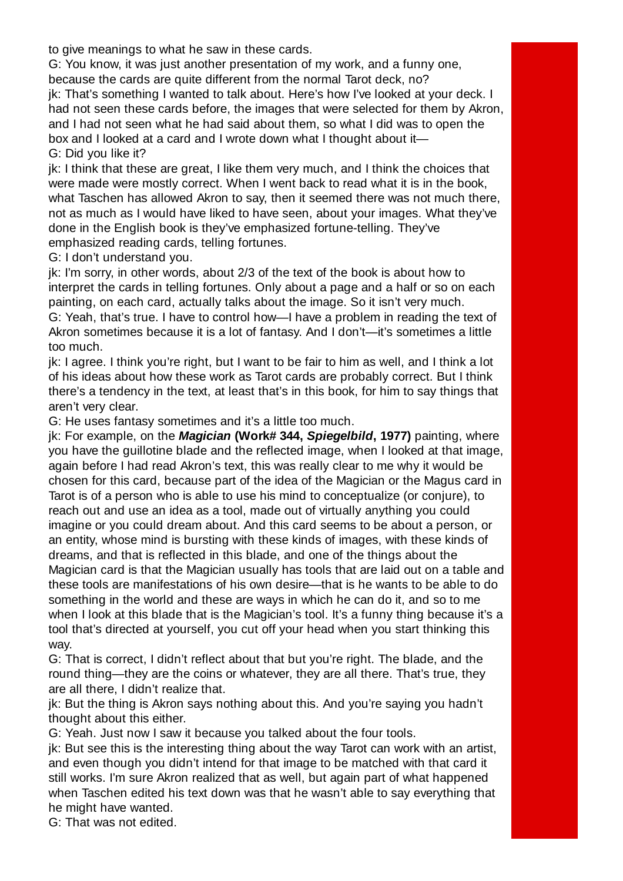to give meanings to what he saw in these cards.

G: You know, it was just another presentation of my work, and a funny one, because the cards are quite different from the normal Tarot deck, no?

jk: That's something I wanted to talk about. Here's how I've looked at your deck. I had not seen these cards before, the images that were selected for them by Akron, and I had not seen what he had said about them, so what I did was to open the box and I looked at a card and I wrote down what I thought about it—

G: Did you like it?

jk: I think that these are great, I like them very much, and I think the choices that were made were mostly correct. When I went back to read what it is in the book, what Taschen has allowed Akron to say, then it seemed there was not much there, not as much as I would have liked to have seen, about your images. What they've done in the English book is they've emphasized fortune-telling. They've emphasized reading cards, telling fortunes.

G: I don't understand you.

jk: I'm sorry, in other words, about 2/3 of the text of the book is about how to interpret the cards in telling fortunes. Only about a page and a half or so on each painting, on each card, actually talks about the image. So it isn't very much.

G: Yeah, that's true. I have to control how—I have a problem in reading the text of Akron sometimes because it is a lot of fantasy. And I don't—it's sometimes a little too much.

jk: I agree. I think you're right, but I want to be fair to him as well, and I think a lot of his ideas about how these work as Tarot cards are probably correct. But I think there's a tendency in the text, at least that's in this book, for him to say things that aren't very clear.

G: He uses fantasy sometimes and it's a little too much.

jk: For example, on the ***Magician*** **(Work# 344, *Spiegelbild*, 1977)** painting, where you have the guillotine blade and the reflected image, when I looked at that image, again before I had read Akron's text, this was really clear to me why it would be chosen for this card, because part of the idea of the Magician or the Magus card in Tarot is of a person who is able to use his mind to conceptualize (or conjure), to reach out and use an idea as a tool, made out of virtually anything you could imagine or you could dream about. And this card seems to be about a person, or an entity, whose mind is bursting with these kinds of images, with these kinds of dreams, and that is reflected in this blade, and one of the things about the Magician card is that the Magician usually has tools that are laid out on a table and these tools are manifestations of his own desire—that is he wants to be able to do something in the world and these are ways in which he can do it, and so to me when I look at this blade that is the Magician's tool. It's a funny thing because it's a tool that's directed at yourself, you cut off your head when you start thinking this way.

G: That is correct, I didn't reflect about that but you're right. The blade, and the round thing—they are the coins or whatever, they are all there. That's true, they are all there, I didn't realize that.

jk: But the thing is Akron says nothing about this. And you're saying you hadn't thought about this either.

G: Yeah. Just now I saw it because you talked about the four tools.

jk: But see this is the interesting thing about the way Tarot can work with an artist, and even though you didn't intend for that image to be matched with that card it still works. I'm sure Akron realized that as well, but again part of what happened when Taschen edited his text down was that he wasn't able to say everything that he might have wanted.

G: That was not edited.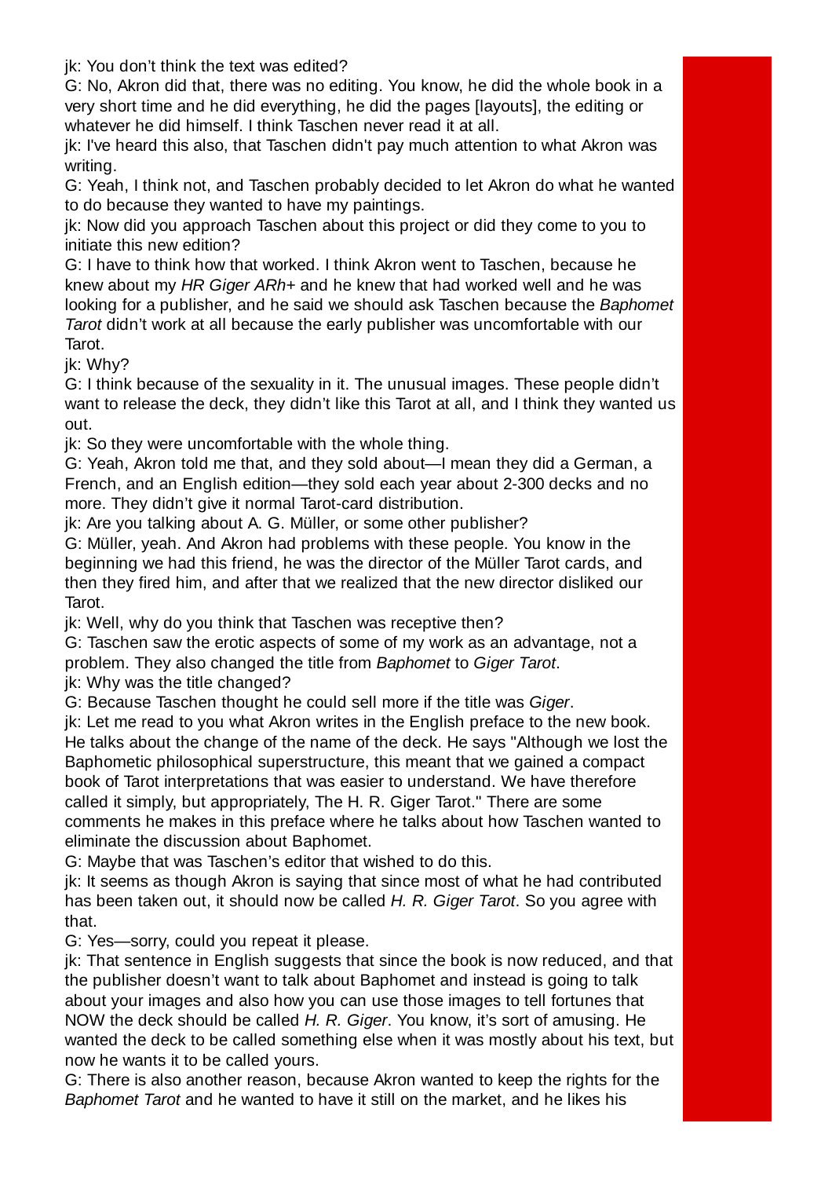jk: You don't think the text was edited?

G: No, Akron did that, there was no editing. You know, he did the whole book in a very short time and he did everything, he did the pages [layouts], the editing or whatever he did himself. I think Taschen never read it at all.

jk: I've heard this also, that Taschen didn't pay much attention to what Akron was writing.

G: Yeah, I think not, and Taschen probably decided to let Akron do what he wanted to do because they wanted to have my paintings.

jk: Now did you approach Taschen about this project or did they come to you to initiate this new edition?

G: I have to think how that worked. I think Akron went to Taschen, because he knew about my *HR Giger ARh+* and he knew that had worked well and he was looking for a publisher, and he said we should ask Taschen because the *Baphomet Tarot* didn't work at all because the early publisher was uncomfortable with our Tarot.

jk: Why?

G: I think because of the sexuality in it. The unusual images. These people didn't want to release the deck, they didn't like this Tarot at all, and I think they wanted us out.

jk: So they were uncomfortable with the whole thing.

G: Yeah, Akron told me that, and they sold about—I mean they did a German, a French, and an English edition—they sold each year about 2-300 decks and no more. They didn't give it normal Tarot-card distribution.

jk: Are you talking about A. G. Müller, or some other publisher?

G: Müller, yeah. And Akron had problems with these people. You know in the beginning we had this friend, he was the director of the Müller Tarot cards, and then they fired him, and after that we realized that the new director disliked our Tarot.

jk: Well, why do you think that Taschen was receptive then?

G: Taschen saw the erotic aspects of some of my work as an advantage, not a problem. They also changed the title from *Baphomet* to *Giger Tarot*.

jk: Why was the title changed?

G: Because Taschen thought he could sell more if the title was *Giger*.

jk: Let me read to you what Akron writes in the English preface to the new book. He talks about the change of the name of the deck. He says "Although we lost the Baphometic philosophical superstructure, this meant that we gained a compact book of Tarot interpretations that was easier to understand. We have therefore called it simply, but appropriately, The H. R. Giger Tarot." There are some comments he makes in this preface where he talks about how Taschen wanted to eliminate the discussion about Baphomet.

G: Maybe that was Taschen's editor that wished to do this.

jk: It seems as though Akron is saying that since most of what he had contributed has been taken out, it should now be called *H. R. Giger Tarot*. So you agree with that.

G: Yes—sorry, could you repeat it please.

jk: That sentence in English suggests that since the book is now reduced, and that the publisher doesn't want to talk about Baphomet and instead is going to talk about your images and also how you can use those images to tell fortunes that NOW the deck should be called *H. R. Giger*. You know, it's sort of amusing. He wanted the deck to be called something else when it was mostly about his text, but now he wants it to be called yours.

G: There is also another reason, because Akron wanted to keep the rights for the *Baphomet Tarot* and he wanted to have it still on the market, and he likes his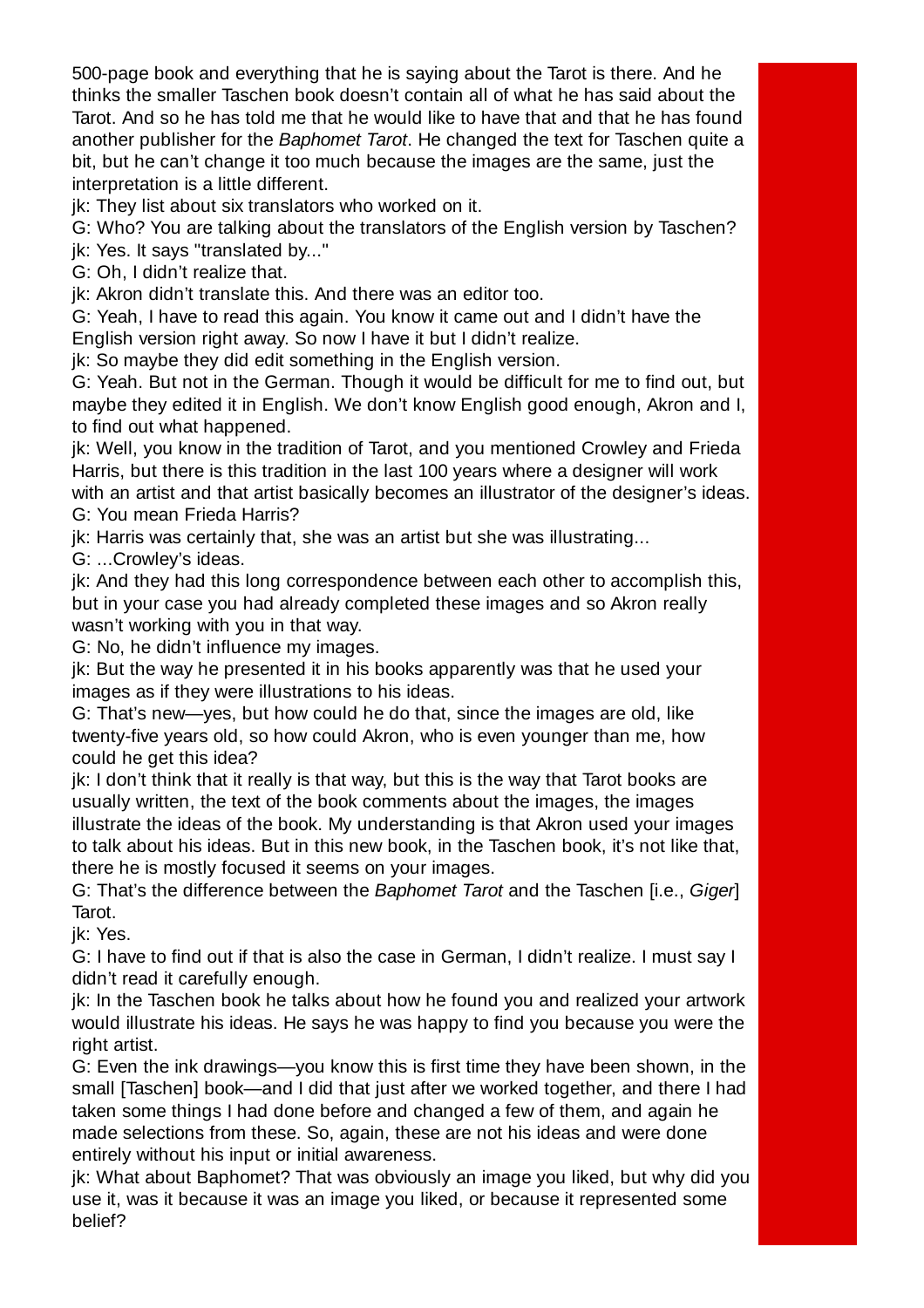500-page book and everything that he is saying about the Tarot is there. And he thinks the smaller Taschen book doesn't contain all of what he has said about the Tarot. And so he has told me that he would like to have that and that he has found another publisher for the *Baphomet Tarot*. He changed the text for Taschen quite a bit, but he can't change it too much because the images are the same, just the interpretation is a little different.

jk: They list about six translators who worked on it.

G: Who? You are talking about the translators of the English version by Taschen?

jk: Yes. It says "translated by..."

G: Oh, I didn't realize that.

jk: Akron didn't translate this. And there was an editor too.

G: Yeah, I have to read this again. You know it came out and I didn't have the English version right away. So now I have it but I didn't realize.

jk: So maybe they did edit something in the English version.

G: Yeah. But not in the German. Though it would be difficult for me to find out, but maybe they edited it in English. We don't know English good enough, Akron and I, to find out what happened.

jk: Well, you know in the tradition of Tarot, and you mentioned Crowley and Frieda Harris, but there is this tradition in the last 100 years where a designer will work with an artist and that artist basically becomes an illustrator of the designer's ideas.

G: You mean Frieda Harris?

jk: Harris was certainly that, she was an artist but she was illustrating...

G: ...Crowley's ideas.

jk: And they had this long correspondence between each other to accomplish this, but in your case you had already completed these images and so Akron really wasn't working with you in that way.

G: No, he didn't influence my images.

jk: But the way he presented it in his books apparently was that he used your images as if they were illustrations to his ideas.

G: That's new—yes, but how could he do that, since the images are old, like twenty-five years old, so how could Akron, who is even younger than me, how could he get this idea?

jk: I don't think that it really is that way, but this is the way that Tarot books are usually written, the text of the book comments about the images, the images illustrate the ideas of the book. My understanding is that Akron used your images to talk about his ideas. But in this new book, in the Taschen book, it's not like that, there he is mostly focused it seems on your images.

G: That's the difference between the *Baphomet Tarot* and the Taschen [i.e., *Giger*] Tarot.

jk: Yes.

G: I have to find out if that is also the case in German, I didn't realize. I must say I didn't read it carefully enough.

jk: In the Taschen book he talks about how he found you and realized your artwork would illustrate his ideas. He says he was happy to find you because you were the right artist.

G: Even the ink drawings—you know this is first time they have been shown, in the small [Taschen] book—and I did that just after we worked together, and there I had taken some things I had done before and changed a few of them, and again he made selections from these. So, again, these are not his ideas and were done entirely without his input or initial awareness.

jk: What about Baphomet? That was obviously an image you liked, but why did you use it, was it because it was an image you liked, or because it represented some belief?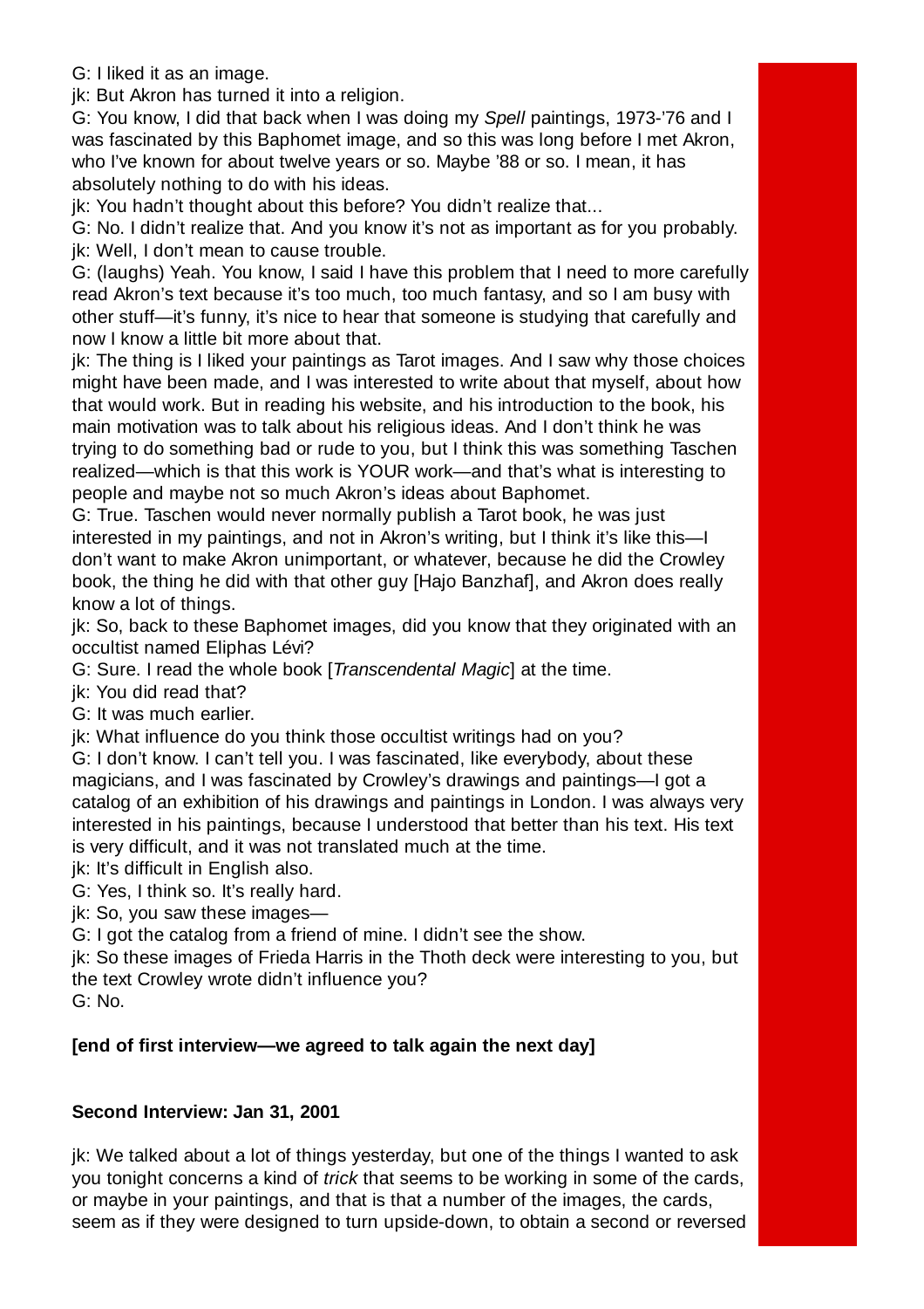G: I liked it as an image.

jk: But Akron has turned it into a religion.

G: You know, I did that back when I was doing my *Spell* paintings, 1973-'76 and I was fascinated by this Baphomet image, and so this was long before I met Akron, who I've known for about twelve years or so. Maybe '88 or so. I mean, it has absolutely nothing to do with his ideas.

jk: You hadn't thought about this before? You didn't realize that...

G: No. I didn't realize that. And you know it's not as important as for you probably.

jk: Well, I don't mean to cause trouble.

G: (laughs) Yeah. You know, I said I have this problem that I need to more carefully read Akron's text because it's too much, too much fantasy, and so I am busy with other stuff—it's funny, it's nice to hear that someone is studying that carefully and now I know a little bit more about that.

jk: The thing is I liked your paintings as Tarot images. And I saw why those choices might have been made, and I was interested to write about that myself, about how that would work. But in reading his website, and his introduction to the book, his main motivation was to talk about his religious ideas. And I don't think he was trying to do something bad or rude to you, but I think this was something Taschen realized—which is that this work is YOUR work—and that's what is interesting to people and maybe not so much Akron's ideas about Baphomet.

G: True. Taschen would never normally publish a Tarot book, he was just interested in my paintings, and not in Akron's writing, but I think it's like this—I don't want to make Akron unimportant, or whatever, because he did the Crowley book, the thing he did with that other guy [Hajo Banzhaf], and Akron does really know a lot of things.

jk: So, back to these Baphomet images, did you know that they originated with an occultist named Eliphas Lévi?

G: Sure. I read the whole book [*Transcendental Magic*] at the time.

jk: You did read that?

G: It was much earlier.

jk: What influence do you think those occultist writings had on you?

G: I don't know. I can't tell you. I was fascinated, like everybody, about these magicians, and I was fascinated by Crowley's drawings and paintings—I got a catalog of an exhibition of his drawings and paintings in London. I was always very interested in his paintings, because I understood that better than his text. His text is very difficult, and it was not translated much at the time.

jk: It's difficult in English also.

G: Yes, I think so. It's really hard.

jk: So, you saw these images—

G: I got the catalog from a friend of mine. I didn't see the show.

jk: So these images of Frieda Harris in the Thoth deck were interesting to you, but the text Crowley wrote didn't influence you?

G: No.

**[end of first interview—we agreed to talk again the next day]**

**Second Interview: Jan 31, 2001**

jk: We talked about a lot of things yesterday, but one of the things I wanted to ask you tonight concerns a kind of *trick* that seems to be working in some of the cards, or maybe in your paintings, and that is that a number of the images, the cards, seem as if they were designed to turn upside-down, to obtain a second or reversed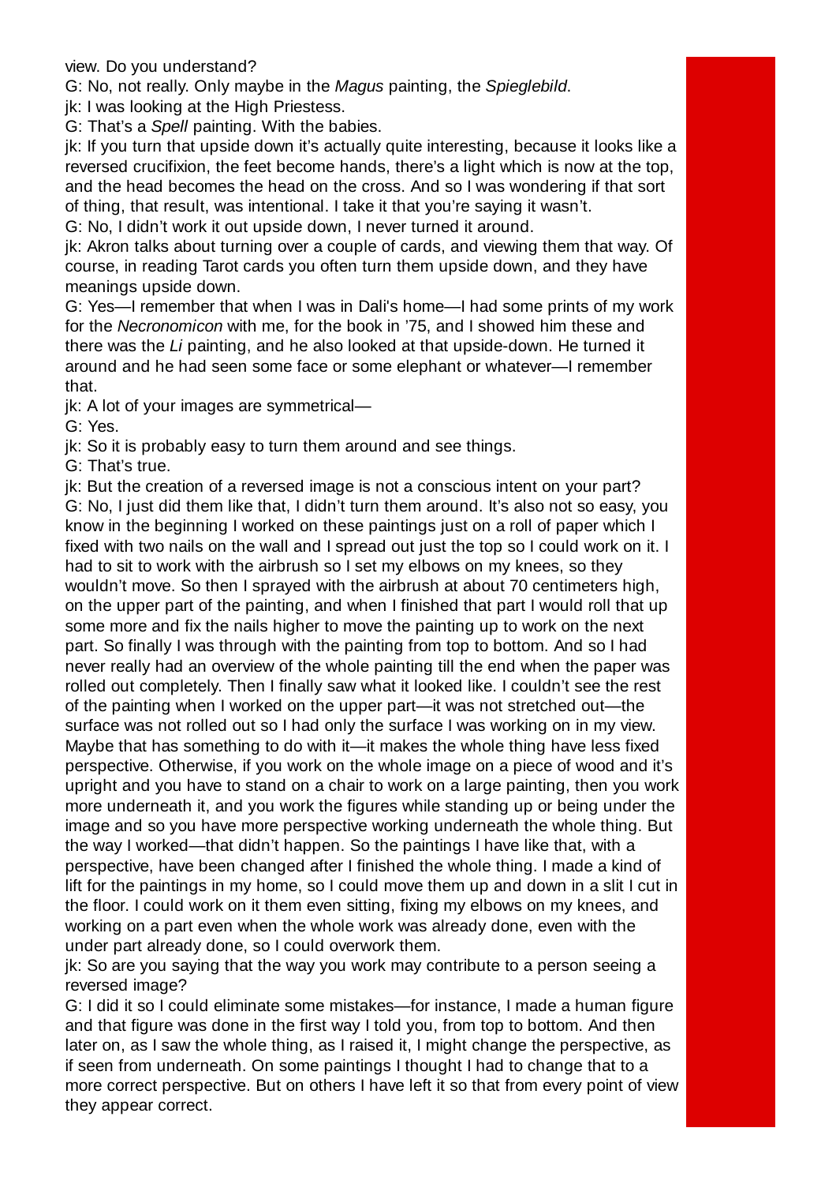view. Do you understand?

G: No, not really. Only maybe in the *Magus* painting, the *Spieglebild*.

jk: I was looking at the High Priestess.

G: That's a *Spell* painting. With the babies.

jk: If you turn that upside down it's actually quite interesting, because it looks like a reversed crucifixion, the feet become hands, there's a light which is now at the top, and the head becomes the head on the cross. And so I was wondering if that sort of thing, that result, was intentional. I take it that you're saying it wasn't.

G: No, I didn't work it out upside down, I never turned it around.

jk: Akron talks about turning over a couple of cards, and viewing them that way. Of course, in reading Tarot cards you often turn them upside down, and they have meanings upside down.

G: Yes—I remember that when I was in Dali's home—I had some prints of my work for the *Necronomicon* with me, for the book in '75, and I showed him these and there was the *Li* painting, and he also looked at that upside-down. He turned it around and he had seen some face or some elephant or whatever—I remember that.

jk: A lot of your images are symmetrical—

G: Yes.

jk: So it is probably easy to turn them around and see things.

G: That's true.

jk: But the creation of a reversed image is not a conscious intent on your part?

G: No, I just did them like that, I didn't turn them around. It's also not so easy, you know in the beginning I worked on these paintings just on a roll of paper which I fixed with two nails on the wall and I spread out just the top so I could work on it. I had to sit to work with the airbrush so I set my elbows on my knees, so they wouldn't move. So then I sprayed with the airbrush at about 70 centimeters high, on the upper part of the painting, and when I finished that part I would roll that up some more and fix the nails higher to move the painting up to work on the next part. So finally I was through with the painting from top to bottom. And so I had never really had an overview of the whole painting till the end when the paper was rolled out completely. Then I finally saw what it looked like. I couldn't see the rest of the painting when I worked on the upper part—it was not stretched out—the surface was not rolled out so I had only the surface I was working on in my view. Maybe that has something to do with it—it makes the whole thing have less fixed perspective. Otherwise, if you work on the whole image on a piece of wood and it's upright and you have to stand on a chair to work on a large painting, then you work more underneath it, and you work the figures while standing up or being under the image and so you have more perspective working underneath the whole thing. But the way I worked—that didn't happen. So the paintings I have like that, with a perspective, have been changed after I finished the whole thing. I made a kind of lift for the paintings in my home, so I could move them up and down in a slit I cut in the floor. I could work on it them even sitting, fixing my elbows on my knees, and working on a part even when the whole work was already done, even with the under part already done, so I could overwork them.

jk: So are you saying that the way you work may contribute to a person seeing a reversed image?

G: I did it so I could eliminate some mistakes—for instance, I made a human figure and that figure was done in the first way I told you, from top to bottom. And then later on, as I saw the whole thing, as I raised it, I might change the perspective, as if seen from underneath. On some paintings I thought I had to change that to a more correct perspective. But on others I have left it so that from every point of view they appear correct.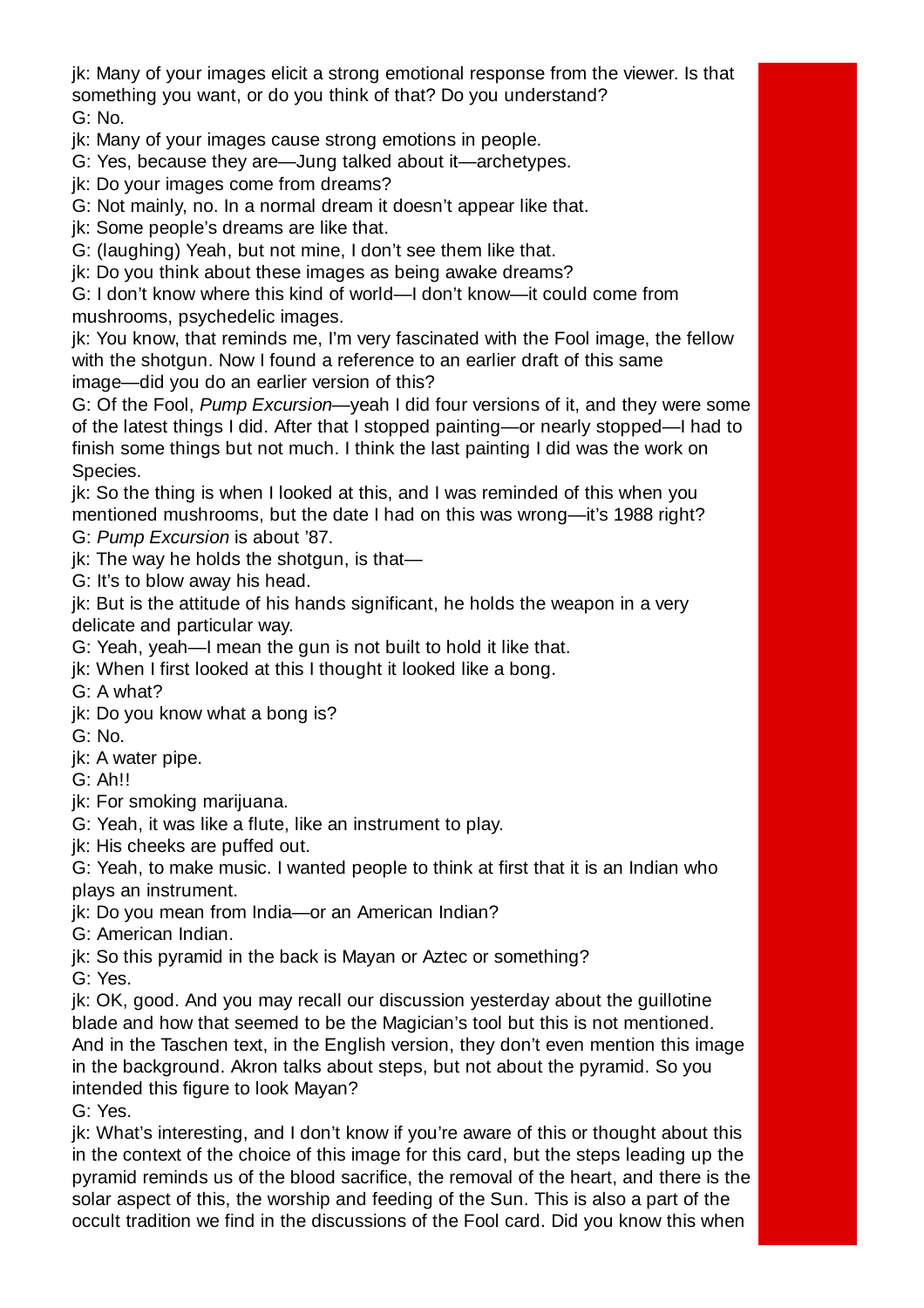jk: Many of your images elicit a strong emotional response from the viewer. Is that something you want, or do you think of that? Do you understand?

G: No.

jk: Many of your images cause strong emotions in people.

G: Yes, because they are—Jung talked about it—archetypes.

jk: Do your images come from dreams?

G: Not mainly, no. In a normal dream it doesn't appear like that.

jk: Some people's dreams are like that.

G: (laughing) Yeah, but not mine, I don't see them like that.

jk: Do you think about these images as being awake dreams?

G: I don't know where this kind of world—I don't know—it could come from mushrooms, psychedelic images.

jk: You know, that reminds me, I'm very fascinated with the Fool image, the fellow with the shotgun. Now I found a reference to an earlier draft of this same image—did you do an earlier version of this?

G: Of the Fool, *Pump Excursion*—yeah I did four versions of it, and they were some of the latest things I did. After that I stopped painting—or nearly stopped—I had to finish some things but not much. I think the last painting I did was the work on Species.

jk: So the thing is when I looked at this, and I was reminded of this when you mentioned mushrooms, but the date I had on this was wrong—it's 1988 right?

G: *Pump Excursion* is about '87.

jk: The way he holds the shotgun, is that—

G: It's to blow away his head.

jk: But is the attitude of his hands significant, he holds the weapon in a very delicate and particular way.

G: Yeah, yeah—I mean the gun is not built to hold it like that.

jk: When I first looked at this I thought it looked like a bong.

G: A what?

jk: Do you know what a bong is?

G: No.

jk: A water pipe.

G: Ah!!

jk: For smoking marijuana.

G: Yeah, it was like a flute, like an instrument to play.

jk: His cheeks are puffed out.

G: Yeah, to make music. I wanted people to think at first that it is an Indian who plays an instrument.

jk: Do you mean from India—or an American Indian?

G: American Indian.

jk: So this pyramid in the back is Mayan or Aztec or something?

G: Yes.

jk: OK, good. And you may recall our discussion yesterday about the guillotine blade and how that seemed to be the Magician's tool but this is not mentioned. And in the Taschen text, in the English version, they don't even mention this image in the background. Akron talks about steps, but not about the pyramid. So you intended this figure to look Mayan?

G: Yes.

jk: What's interesting, and I don't know if you're aware of this or thought about this in the context of the choice of this image for this card, but the steps leading up the pyramid reminds us of the blood sacrifice, the removal of the heart, and there is the solar aspect of this, the worship and feeding of the Sun. This is also a part of the occult tradition we find in the discussions of the Fool card. Did you know this when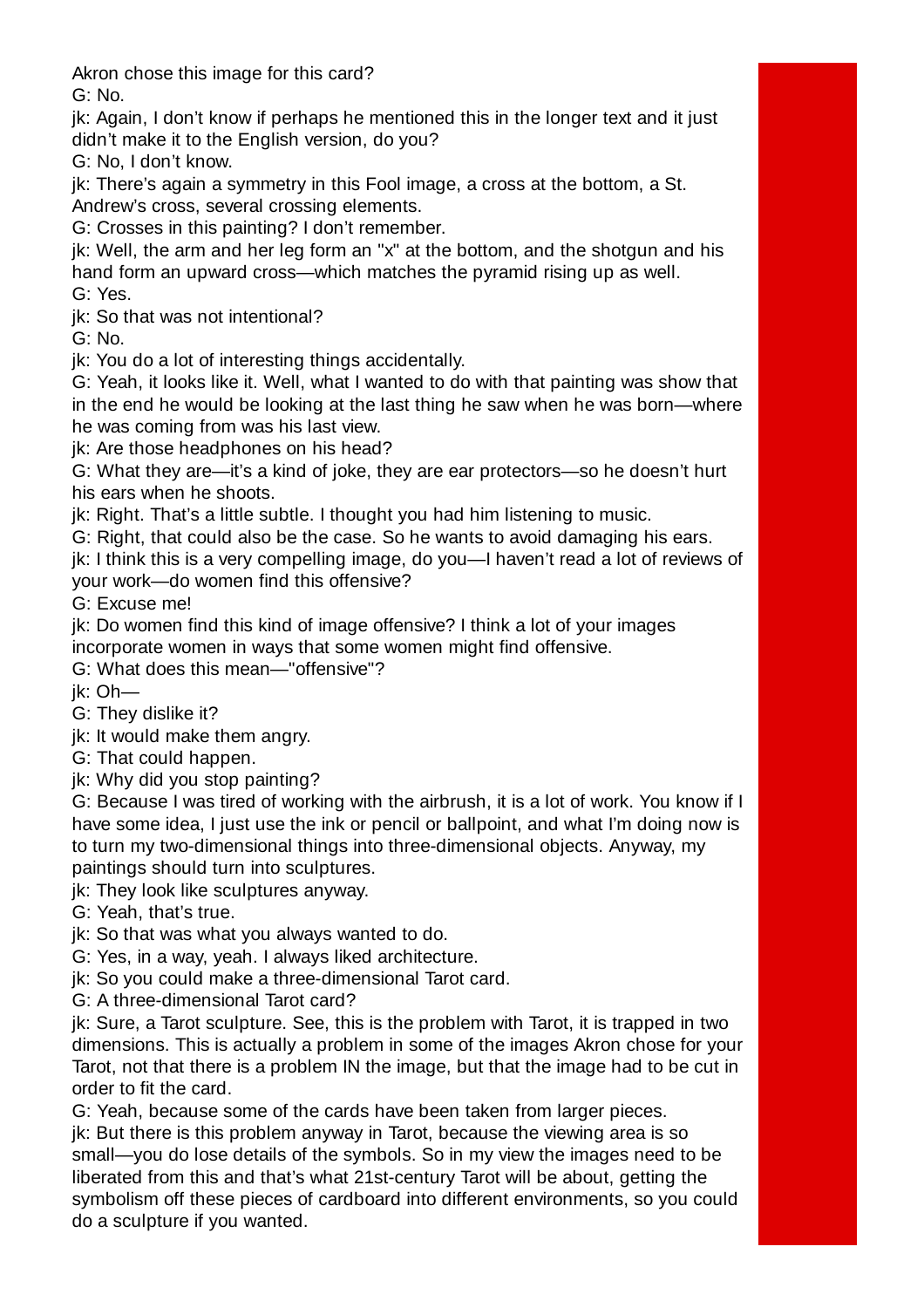Akron chose this image for this card?

G: No.

jk: Again, I don't know if perhaps he mentioned this in the longer text and it just didn't make it to the English version, do you?

G: No, I don't know.

jk: There's again a symmetry in this Fool image, a cross at the bottom, a St. Andrew's cross, several crossing elements.

G: Crosses in this painting? I don't remember.

jk: Well, the arm and her leg form an "x" at the bottom, and the shotgun and his hand form an upward cross—which matches the pyramid rising up as well.

G: Yes.

jk: So that was not intentional?

G: No.

jk: You do a lot of interesting things accidentally.

G: Yeah, it looks like it. Well, what I wanted to do with that painting was show that in the end he would be looking at the last thing he saw when he was born—where he was coming from was his last view.

jk: Are those headphones on his head?

G: What they are—it's a kind of joke, they are ear protectors—so he doesn't hurt his ears when he shoots.

jk: Right. That's a little subtle. I thought you had him listening to music.

G: Right, that could also be the case. So he wants to avoid damaging his ears.

jk: I think this is a very compelling image, do you—I haven't read a lot of reviews of your work—do women find this offensive?

G: Excuse me!

jk: Do women find this kind of image offensive? I think a lot of your images incorporate women in ways that some women might find offensive.

G: What does this mean—"offensive"?

jk: Oh—

G: They dislike it?

jk: It would make them angry.

G: That could happen.

jk: Why did you stop painting?

G: Because I was tired of working with the airbrush, it is a lot of work. You know if I have some idea, I just use the ink or pencil or ballpoint, and what I'm doing now is to turn my two-dimensional things into three-dimensional objects. Anyway, my paintings should turn into sculptures.

jk: They look like sculptures anyway.

G: Yeah, that's true.

jk: So that was what you always wanted to do.

G: Yes, in a way, yeah. I always liked architecture.

jk: So you could make a three-dimensional Tarot card.

G: A three-dimensional Tarot card?

jk: Sure, a Tarot sculpture. See, this is the problem with Tarot, it is trapped in two dimensions. This is actually a problem in some of the images Akron chose for your Tarot, not that there is a problem IN the image, but that the image had to be cut in order to fit the card.

G: Yeah, because some of the cards have been taken from larger pieces.

jk: But there is this problem anyway in Tarot, because the viewing area is so small—you do lose details of the symbols. So in my view the images need to be liberated from this and that's what 21st-century Tarot will be about, getting the symbolism off these pieces of cardboard into different environments, so you could do a sculpture if you wanted.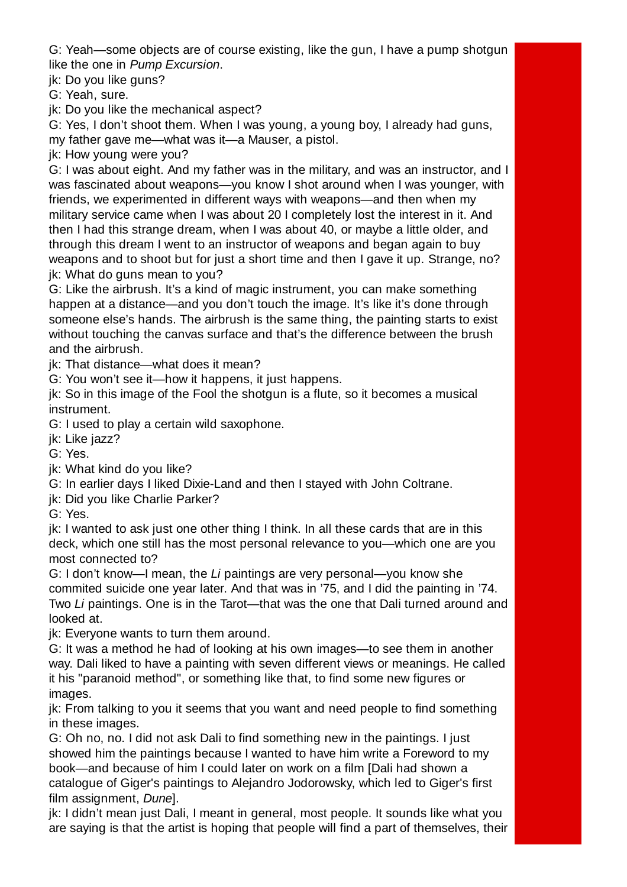G: Yeah—some objects are of course existing, like the gun, I have a pump shotgun like the one in *Pump Excursion*.

jk: Do you like guns?

G: Yeah, sure.

jk: Do you like the mechanical aspect?

G: Yes, I don't shoot them. When I was young, a young boy, I already had guns, my father gave me—what was it—a Mauser, a pistol.

jk: How young were you?

G: I was about eight. And my father was in the military, and was an instructor, and I was fascinated about weapons—you know I shot around when I was younger, with friends, we experimented in different ways with weapons—and then when my military service came when I was about 20 I completely lost the interest in it. And then I had this strange dream, when I was about 40, or maybe a little older, and through this dream I went to an instructor of weapons and began again to buy weapons and to shoot but for just a short time and then I gave it up. Strange, no?

jk: What do guns mean to you?

G: Like the airbrush. It's a kind of magic instrument, you can make something happen at a distance—and you don't touch the image. It's like it's done through someone else's hands. The airbrush is the same thing, the painting starts to exist without touching the canvas surface and that's the difference between the brush and the airbrush.

jk: That distance—what does it mean?

G: You won't see it—how it happens, it just happens.

jk: So in this image of the Fool the shotgun is a flute, so it becomes a musical instrument.

G: I used to play a certain wild saxophone.

jk: Like jazz?

G: Yes.

jk: What kind do you like?

G: In earlier days I liked Dixie-Land and then I stayed with John Coltrane.

jk: Did you like Charlie Parker?

G: Yes.

jk: I wanted to ask just one other thing I think. In all these cards that are in this deck, which one still has the most personal relevance to you—which one are you most connected to?

G: I don't know—I mean, the *Li* paintings are very personal—you know she commited suicide one year later. And that was in '75, and I did the painting in '74. Two *Li* paintings. One is in the Tarot—that was the one that Dali turned around and looked at.

jk: Everyone wants to turn them around.

G: It was a method he had of looking at his own images—to see them in another way. Dali liked to have a painting with seven different views or meanings. He called it his "paranoid method", or something like that, to find some new figures or images.

jk: From talking to you it seems that you want and need people to find something in these images.

G: Oh no, no. I did not ask Dali to find something new in the paintings. I just showed him the paintings because I wanted to have him write a Foreword to my book—and because of him I could later on work on a film [Dali had shown a catalogue of Giger's paintings to Alejandro Jodorowsky, which led to Giger's first film assignment, *Dune*].

jk: I didn't mean just Dali, I meant in general, most people. It sounds like what you are saying is that the artist is hoping that people will find a part of themselves, their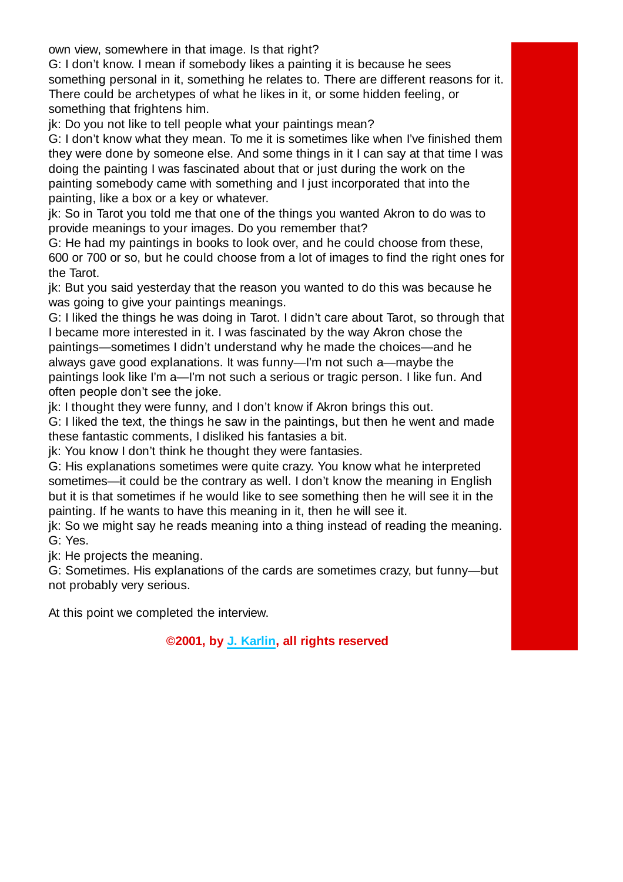own view, somewhere in that image. Is that right?

G: I don't know. I mean if somebody likes a painting it is because he sees something personal in it, something he relates to. There are different reasons for it. There could be archetypes of what he likes in it, or some hidden feeling, or something that frightens him.

jk: Do you not like to tell people what your paintings mean?

G: I don't know what they mean. To me it is sometimes like when I've finished them they were done by someone else. And some things in it I can say at that time I was doing the painting I was fascinated about that or just during the work on the painting somebody came with something and I just incorporated that into the painting, like a box or a key or whatever.

jk: So in Tarot you told me that one of the things you wanted Akron to do was to provide meanings to your images. Do you remember that?

G: He had my paintings in books to look over, and he could choose from these, 600 or 700 or so, but he could choose from a lot of images to find the right ones for the Tarot.

jk: But you said yesterday that the reason you wanted to do this was because he was going to give your paintings meanings.

G: I liked the things he was doing in Tarot. I didn't care about Tarot, so through that I became more interested in it. I was fascinated by the way Akron chose the paintings—sometimes I didn't understand why he made the choices—and he always gave good explanations. It was funny—I'm not such a—maybe the paintings look like I'm a—I'm not such a serious or tragic person. I like fun. And often people don't see the joke.

jk: I thought they were funny, and I don't know if Akron brings this out.

G: I liked the text, the things he saw in the paintings, but then he went and made these fantastic comments, I disliked his fantasies a bit.

jk: You know I don't think he thought they were fantasies.

G: His explanations sometimes were quite crazy. You know what he interpreted sometimes—it could be the contrary as well. I don't know the meaning in English but it is that sometimes if he would like to see something then he will see it in the painting. If he wants to have this meaning in it, then he will see it.

jk: So we might say he reads meaning into a thing instead of reading the meaning.

G: Yes.

jk: He projects the meaning.

G: Sometimes. His explanations of the cards are sometimes crazy, but funny—but not probably very serious.

At this point we completed the interview.

**©2001, by J. Karlin, all rights reserved**